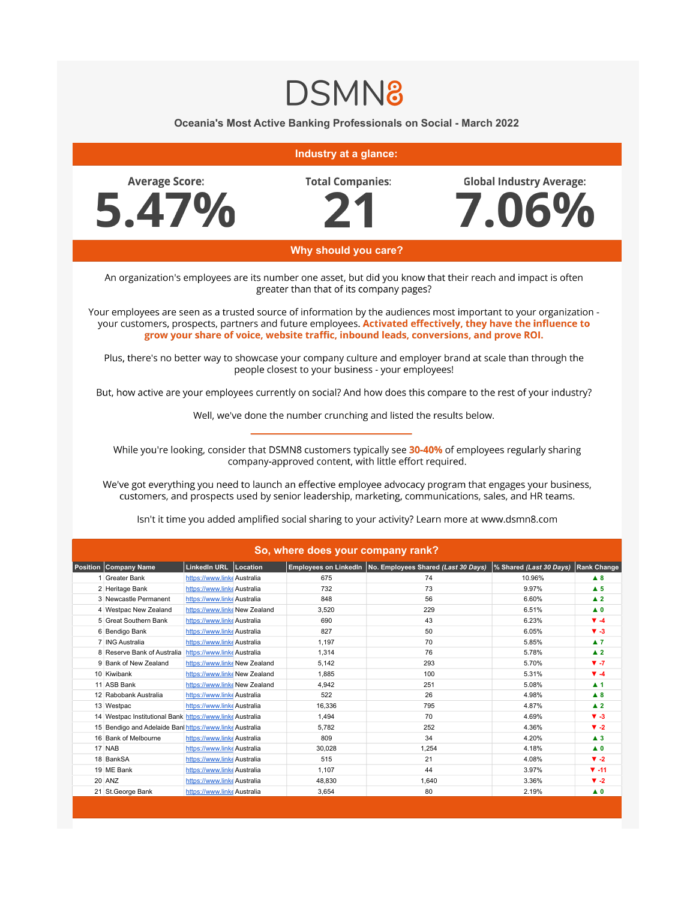# DSMN8

## Oceania's Most Active Banking Professionals on Social - March 2022

### Industry at a glance:

**Average Score:** 5.47%

**Total Companies:** 21

**Global Industry Average:** 7.06%

### Why should you care?

An organization's employees are its number one asset, but did you know that their reach and impact is often greater than that of its company pages?

Your employees are seen as a trusted source of information by the audiences most important to your organization - your customers, prospects, partners and future employees. **Activated effectively, they have the influence to grow your share of voice, website traffic, inbound leads, conversions, and prove ROI.**

Plus, there's no better way to showcase your company culture and employer brand at scale than through the people closest to your business - your employees!

But, how active are your employees currently on social? And how does this compare to the rest of your industry?

Well, we've done the number crunching and listed the results below.

---

While you're looking, consider that DSMN8 customers typically see **30-40%** of employees regularly sharing company-approved content, with little effort required.

We've got everything you need to launch an effective employee advocacy program that engages your business, customers, and prospects used by senior leadership, marketing, communications, sales, and HR teams.

Isn't it time you added amplified social sharing to your activity? Learn more at www.dsmn8.com

### So, where does your company rank?

| Position | Company Name | LinkedIn URL | Location | Employees on LinkedIn | No. Employees Shared *(Last 30 Days)* | % Shared *(Last 30 Days)* | Rank Change |
|---|---|---|---|---|---|---|---|
| 1 | Greater Bank | https://www.linke | Australia | 675 | 74 | 10.96% | ▲ 8 |
| 2 | Heritage Bank | https://www.linke | Australia | 732 | 73 | 9.97% | ▲ 5 |
| 3 | Newcastle Permanent | https://www.linke | Australia | 848 | 56 | 6.60% | ▲ 2 |
| 4 | Westpac New Zealand | https://www.linke | New Zealand | 3,520 | 229 | 6.51% | ▲ 0 |
| 5 | Great Southern Bank | https://www.linke | Australia | 690 | 43 | 6.23% | ▼ -4 |
| 6 | Bendigo Bank | https://www.linke | Australia | 827 | 50 | 6.05% | ▼ -3 |
| 7 | ING Australia | https://www.linke | Australia | 1,197 | 70 | 5.85% | ▲ 7 |
| 8 | Reserve Bank of Australia | https://www.linke | Australia | 1,314 | 76 | 5.78% | ▲ 2 |
| 9 | Bank of New Zealand | https://www.linke | New Zealand | 5,142 | 293 | 5.70% | ▼ -7 |
| 10 | Kiwibank | https://www.linke | New Zealand | 1,885 | 100 | 5.31% | ▼ -4 |
| 11 | ASB Bank | https://www.linke | New Zealand | 4,942 | 251 | 5.08% | ▲ 1 |
| 12 | Rabobank Australia | https://www.linke | Australia | 522 | 26 | 4.98% | ▲ 8 |
| 13 | Westpac | https://www.linke | Australia | 16,336 | 795 | 4.87% | ▲ 2 |
| 14 | Westpac Institutional Bank | https://www.linke | Australia | 1,494 | 70 | 4.69% | ▼ -3 |
| 15 | Bendigo and Adelaide Banl | https://www.linke | Australia | 5,782 | 252 | 4.36% | ▼ -2 |
| 16 | Bank of Melbourne | https://www.linke | Australia | 809 | 34 | 4.20% | ▲ 3 |
| 17 | NAB | https://www.linke | Australia | 30,028 | 1,254 | 4.18% | ▲ 0 |
| 18 | BankSA | https://www.linke | Australia | 515 | 21 | 4.08% | ▼ -2 |
| 19 | ME Bank | https://www.linke | Australia | 1,107 | 44 | 3.97% | ▼ -11 |
| 20 | ANZ | https://www.linke | Australia | 48,830 | 1,640 | 3.36% | ▼ -2 |
| 21 | St.George Bank | https://www.linke | Australia | 3,654 | 80 | 2.19% | ▲ 0 |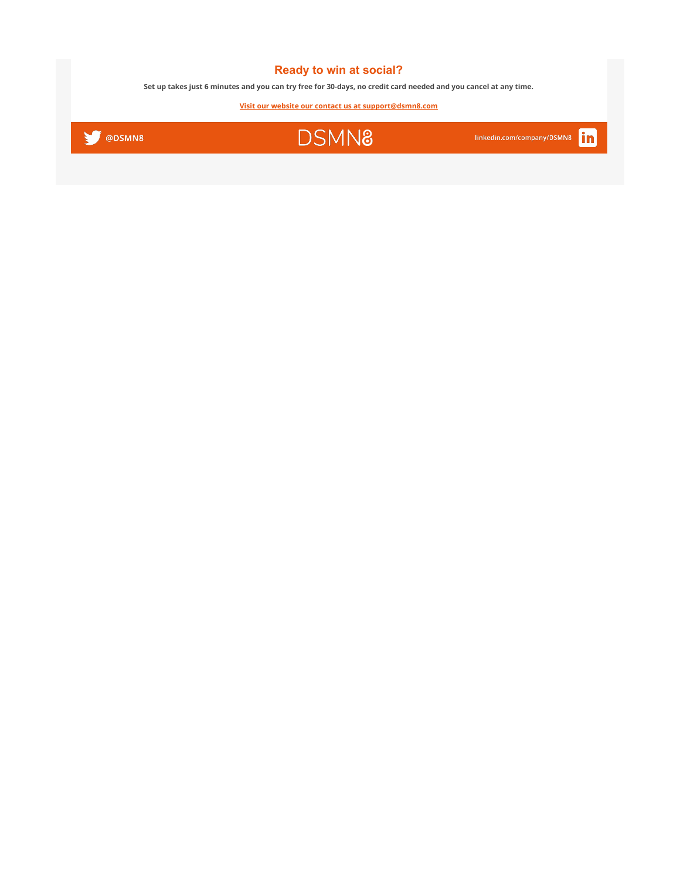## Ready to win at social?

**Set up takes just 6 minutes and you can try free for 30-days, no credit card needed and you cancel at any time.**

**Visit our website our contact us at support@dsmn8.com**

@DSMN8

DSMN8

linkedin.com/company/DSMN8